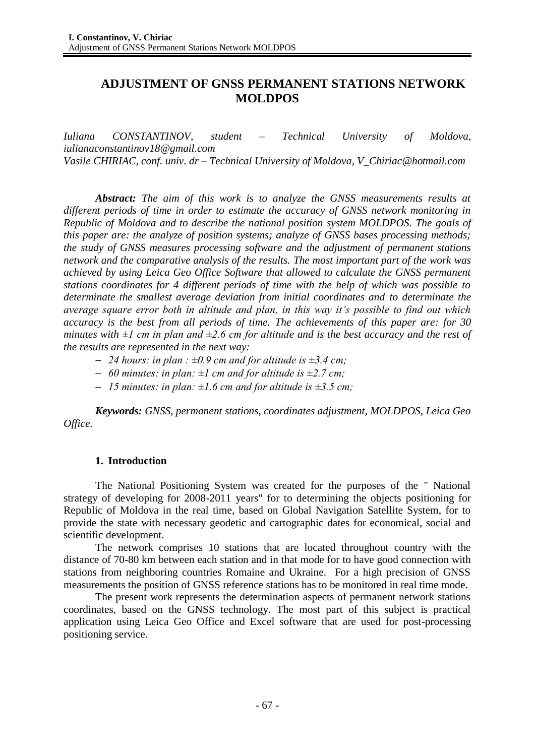# ADJUSTMENT OF GNSS PERMANENT STATIONS NETWORK MOLDPOS

*Iuliana CONSTANTINOV, student – Technical University of Moldova, iulianaconstantinov18@gmail.com*
*Vasile CHIRIAC, conf. univ. dr – Technical University of Moldova, V_Chiriac@hotmail.com*

***Abstract:*** *The aim of this work is to analyze the GNSS measurements results at different periods of time in order to estimate the accuracy of GNSS network monitoring in Republic of Moldova and to describe the national position system MOLDPOS. The goals of this paper are: the analyze of position systems; analyze of GNSS bases processing methods; the study of GNSS measures processing software and the adjustment of permanent stations network and the comparative analysis of the results. The most important part of the work was achieved by using Leica Geo Office Software that allowed to calculate the GNSS permanent stations coordinates for 4 different periods of time with the help of which was possible to determinate the smallest average deviation from initial coordinates and to determinate the average square error both in altitude and plan, in this way it's possible to find out which accuracy is the best from all periods of time. The achievements of this paper are: for 30 minutes with ±1 cm in plan and ±2.6 cm for altitude and is the best accuracy and the rest of the results are represented in the next way:*

- *24 hours: in plan : ±0.9 cm and for altitude is ±3.4 cm;*
- *60 minutes: in plan: ±1 cm and for altitude is ±2.7 cm;*
- *15 minutes: in plan: ±1.6 cm and for altitude is ±3.5 cm;*

***Keywords:*** *GNSS, permanent stations, coordinates adjustment, MOLDPOS, Leica Geo Office.*

## 1. Introduction

The National Positioning System was created for the purposes of the " National strategy of developing for 2008-2011 years" for to determining the objects positioning for Republic of Moldova in the real time, based on Global Navigation Satellite System, for to provide the state with necessary geodetic and cartographic dates for economical, social and scientific development.

The network comprises 10 stations that are located throughout country with the distance of 70-80 km between each station and in that mode for to have good connection with stations from neighboring countries Romaine and Ukraine. For a high precision of GNSS measurements the position of GNSS reference stations has to be monitored in real time mode.

The present work represents the determination aspects of permanent network stations coordinates, based on the GNSS technology. The most part of this subject is practical application using Leica Geo Office and Excel software that are used for post-processing positioning service.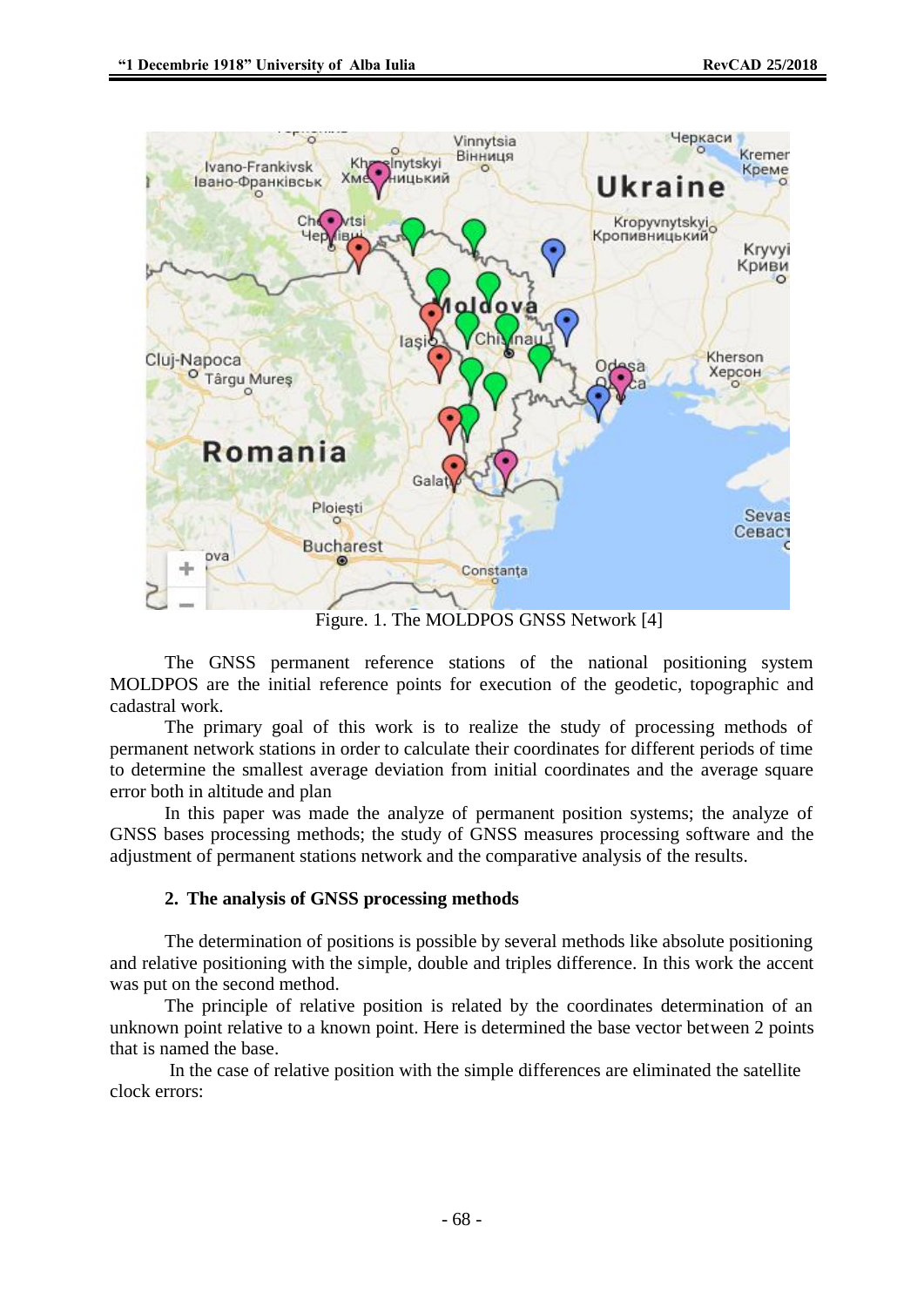Figure. 1. The MOLDPOS GNSS Network [4]

The GNSS permanent reference stations of the national positioning system MOLDPOS are the initial reference points for execution of the geodetic, topographic and cadastral work.

The primary goal of this work is to realize the study of processing methods of permanent network stations in order to calculate their coordinates for different periods of time to determine the smallest average deviation from initial coordinates and the average square error both in altitude and plan

In this paper was made the analyze of permanent position systems; the analyze of GNSS bases processing methods; the study of GNSS measures processing software and the adjustment of permanent stations network and the comparative analysis of the results.

## 2. The analysis of GNSS processing methods

The determination of positions is possible by several methods like absolute positioning and relative positioning with the simple, double and triples difference. In this work the accent was put on the second method.

The principle of relative position is related by the coordinates determination of an unknown point relative to a known point. Here is determined the base vector between 2 points that is named the base.

In the case of relative position with the simple differences are eliminated the satellite clock errors: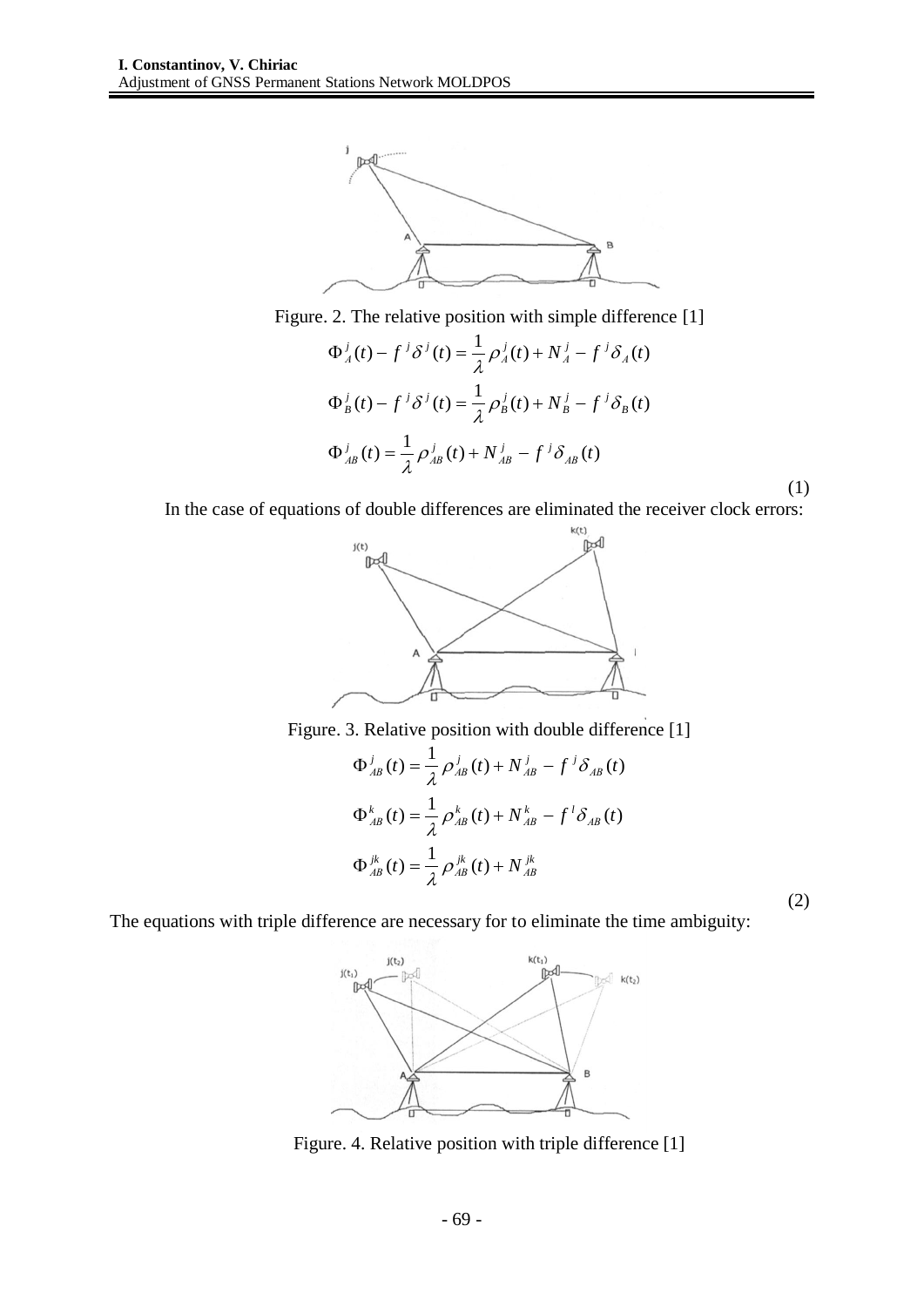Figure. 2. The relative position with simple difference [1]

$$
\begin{aligned}
\Phi_A^j(t) - f^j \delta^j(t) &= \frac{1}{\lambda} \rho_A^j(t) + N_A^j - f^j \delta_A(t) \\
\Phi_B^j(t) - f^j \delta^j(t) &= \frac{1}{\lambda} \rho_B^j(t) + N_B^j - f^j \delta_B(t) \\
\Phi_{AB}^j(t) &= \frac{1}{\lambda} \rho_{AB}^j(t) + N_{AB}^j - f^j \delta_{AB}(t)
\end{aligned}
\tag{1}
$$

In the case of equations of double differences are eliminated the receiver clock errors:

Figure. 3. Relative position with double difference [1]

$$
\begin{aligned}
\Phi_{AB}^j(t) &= \frac{1}{\lambda} \rho_{AB}^j(t) + N_{AB}^j - f^j \delta_{AB}(t) \\
\Phi_{AB}^k(t) &= \frac{1}{\lambda} \rho_{AB}^k(t) + N_{AB}^k - f^l \delta_{AB}(t) \\
\Phi_{AB}^{jk}(t) &= \frac{1}{\lambda} \rho_{AB}^{jk}(t) + N_{AB}^{jk}
\end{aligned}
\tag{2}
$$

The equations with triple difference are necessary for to eliminate the time ambiguity:

Figure. 4. Relative position with triple difference [1]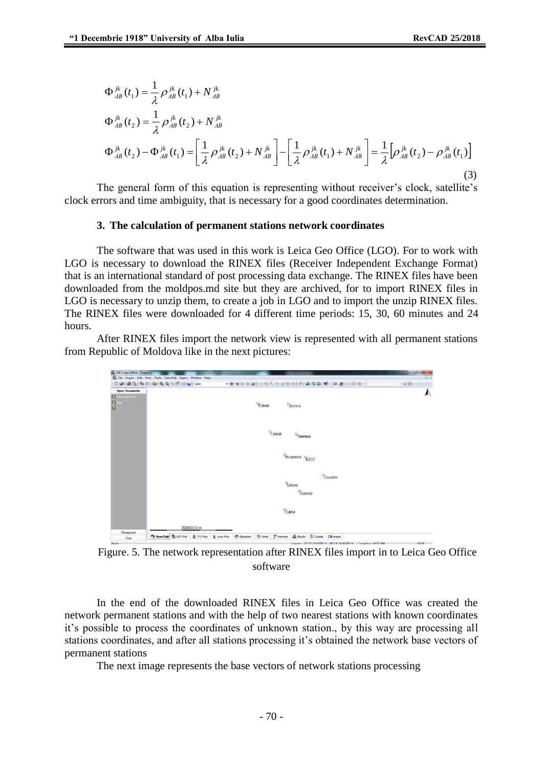$$\Phi_{AB}^{jk}(t_1) = \frac{1}{\lambda}\rho_{AB}^{jk}(t_1) + N_{AB}^{jk}$$

$$\Phi_{AB}^{jk}(t_2) = \frac{1}{\lambda}\rho_{AB}^{jk}(t_2) + N_{AB}^{jk}$$

$$\Phi_{AB}^{jk}(t_2) - \Phi_{AB}^{jk}(t_1) = \left[\frac{1}{\lambda}\rho_{AB}^{jk}(t_2) + N_{AB}^{jk}\right] - \left[\frac{1}{\lambda}\rho_{AB}^{jk}(t_1) + N_{AB}^{jk}\right] = \frac{1}{\lambda}\left[\rho_{AB}^{jk}(t_2) - \rho_{AB}^{jk}(t_1)\right] \tag{3}$$

The general form of this equation is representing without receiver's clock, satellite's clock errors and time ambiguity, that is necessary for a good coordinates determination.

### 3. The calculation of permanent stations network coordinates

The software that was used in this work is Leica Geo Office (LGO). For to work with LGO is necessary to download the RINEX files (Receiver Independent Exchange Format) that is an international standard of post processing data exchange. The RINEX files have been downloaded from the moldpos.md site but they are archived, for to import RINEX files in LGO is necessary to unzip them, to create a job in LGO and to import the unzip RINEX files. The RINEX files were downloaded for 4 different time periods: 15, 30, 60 minutes and 24 hours.

After RINEX files import the network view is represented with all permanent stations from Republic of Moldova like in the next pictures:

Figure. 5. The network representation after RINEX files import in to Leica Geo Office software

In the end of the downloaded RINEX files in Leica Geo Office was created the network permanent stations and with the help of two nearest stations with known coordinates it's possible to process the coordinates of unknown station., by this way are processing all stations coordinates, and after all stations processing it's obtained the network base vectors of permanent stations

The next image represents the base vectors of network stations processing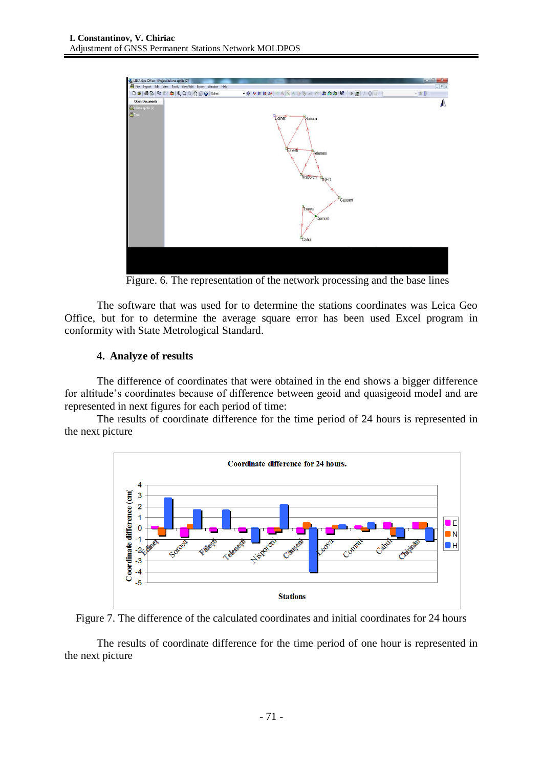Figure. 6. The representation of the network processing and the base lines

The software that was used for to determine the stations coordinates was Leica Geo Office, but for to determine the average square error has been used Excel program in conformity with State Metrological Standard.

### 4. Analyze of results

The difference of coordinates that were obtained in the end shows a bigger difference for altitude's coordinates because of difference between geoid and quasigeoid model and are represented in next figures for each period of time:

The results of coordinate difference for the time period of 24 hours is represented in the next picture

Figure 7. The difference of the calculated coordinates and initial coordinates for 24 hours

The results of coordinate difference for the time period of one hour is represented in the next picture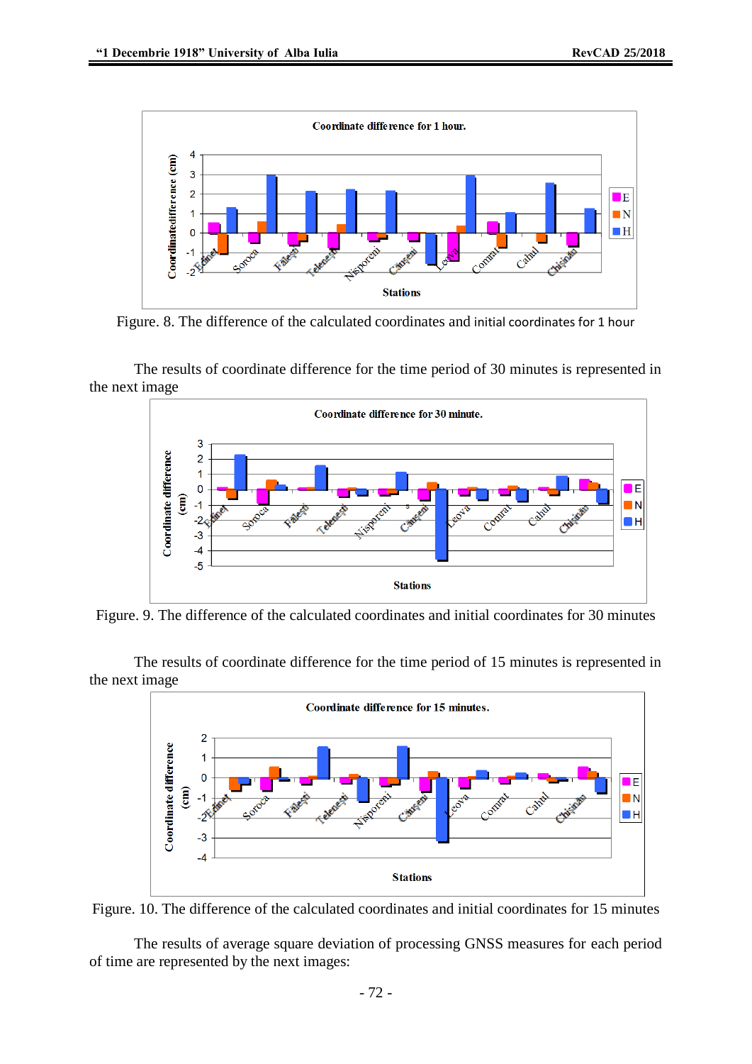Figure. 8. The difference of the calculated coordinates and initial coordinates for 1 hour

The results of coordinate difference for the time period of 30 minutes is represented in the next image

Figure. 9. The difference of the calculated coordinates and initial coordinates for 30 minutes

The results of coordinate difference for the time period of 15 minutes is represented in the next image

Figure. 10. The difference of the calculated coordinates and initial coordinates for 15 minutes

The results of average square deviation of processing GNSS measures for each period of time are represented by the next images: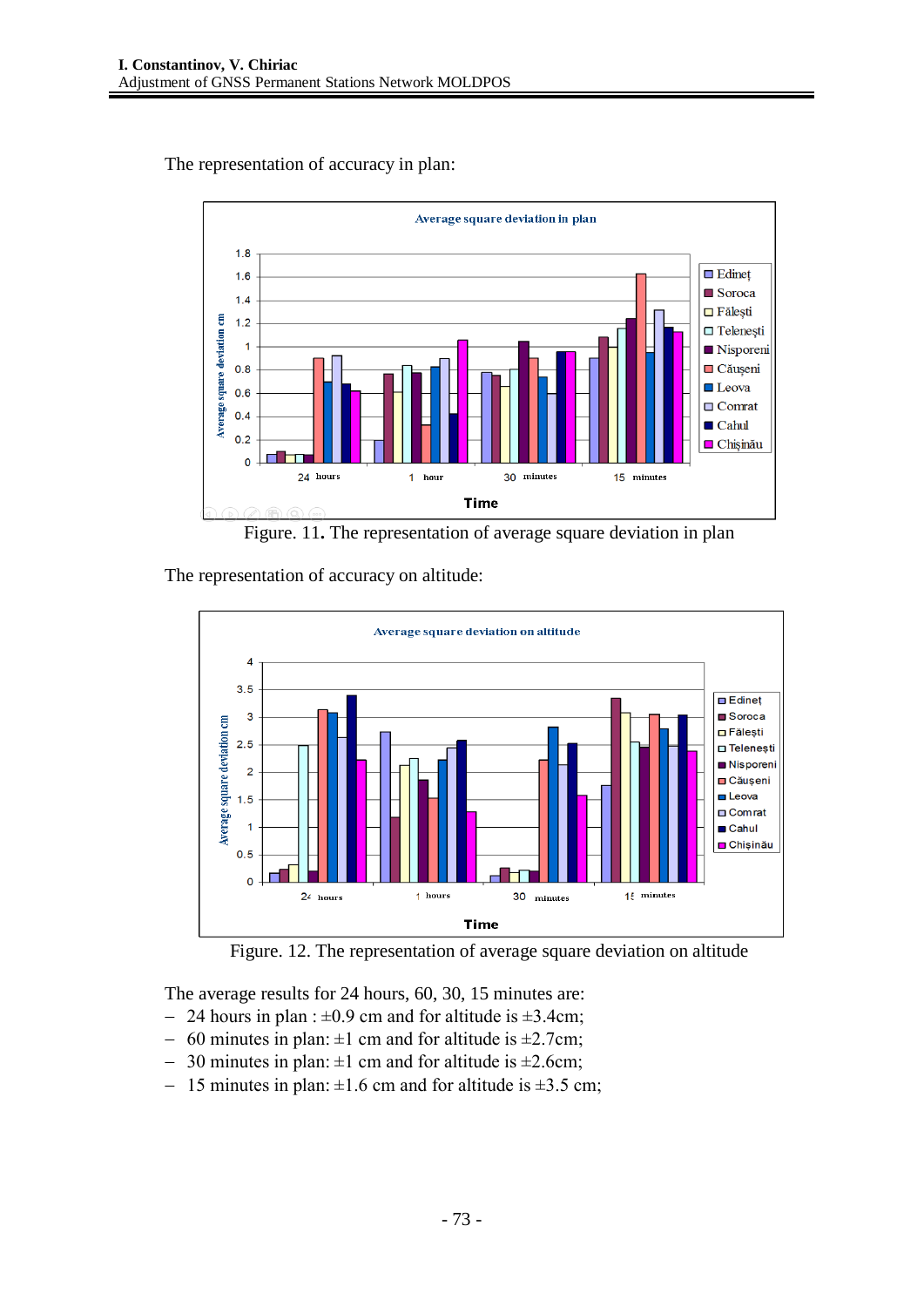The representation of accuracy in plan:

Figure. 11. The representation of average square deviation in plan

The representation of accuracy on altitude:

Figure. 12. The representation of average square deviation on altitude

The average results for 24 hours, 60, 30, 15 minutes are:

- 24 hours in plan : ±0.9 cm and for altitude is ±3.4cm;
- 60 minutes in plan: ±1 cm and for altitude is ±2.7cm;
- 30 minutes in plan: ±1 cm and for altitude is ±2.6cm;
- 15 minutes in plan: ±1.6 cm and for altitude is ±3.5 cm;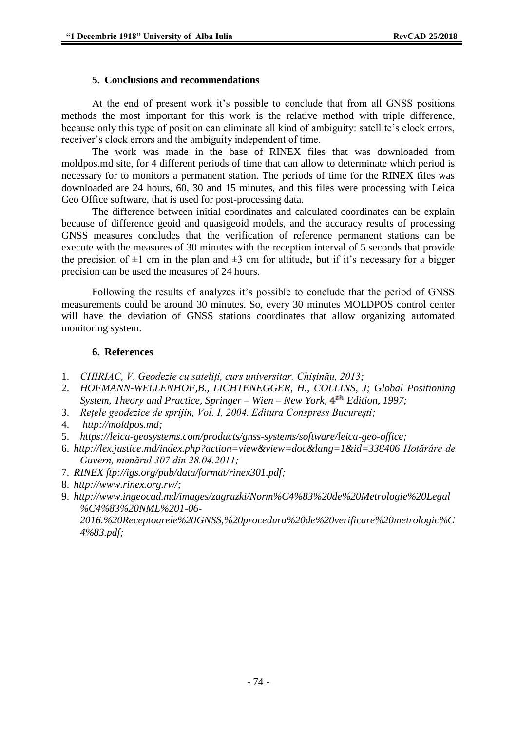## 5. Conclusions and recommendations

At the end of present work it's possible to conclude that from all GNSS positions methods the most important for this work is the relative method with triple difference, because only this type of position can eliminate all kind of ambiguity: satellite's clock errors, receiver's clock errors and the ambiguity independent of time.

The work was made in the base of RINEX files that was downloaded from moldpos.md site, for 4 different periods of time that can allow to determinate which period is necessary for to monitors a permanent station. The periods of time for the RINEX files was downloaded are 24 hours, 60, 30 and 15 minutes, and this files were processing with Leica Geo Office software, that is used for post-processing data.

The difference between initial coordinates and calculated coordinates can be explain because of difference geoid and quasigeoid models, and the accuracy results of processing GNSS measures concludes that the verification of reference permanent stations can be execute with the measures of 30 minutes with the reception interval of 5 seconds that provide the precision of ±1 cm in the plan and ±3 cm for altitude, but if it's necessary for a bigger precision can be used the measures of 24 hours.

Following the results of analyzes it's possible to conclude that the period of GNSS measurements could be around 30 minutes. So, every 30 minutes MOLDPOS control center will have the deviation of GNSS stations coordinates that allow organizing automated monitoring system.

## 6. References

1. *CHIRIAC, V. Geodezie cu sateliți, curs universitar. Chișinău, 2013;*
2. *HOFMANN-WELLENHOF,B., LICHTENEGGER, H., COLLINS, J; Global Positioning System, Theory and Practice, Springer – Wien – New York, 4$^{th}$ Edition, 1997;*
3. *Rețele geodezice de sprijin, Vol. I, 2004. Editura Conspress București;*
4. *http://moldpos.md;*
5. *https://leica-geosystems.com/products/gnss-systems/software/leica-geo-office;*
6. *http://lex.justice.md/index.php?action=view&view=doc&lang=1&id=338406 Hotărâre de Guvern, numărul 307 din 28.04.2011;*
7. *RINEX ftp://igs.org/pub/data/format/rinex301.pdf;*
8. *http://www.rinex.org.rw/;*
9. *http://www.ingeocad.md/images/zagruzki/Norm%C4%83%20de%20Metrologie%20Legal%C4%83%20NML%201-06-2016.%20Receptoarele%20GNSS,%20procedura%20de%20verificare%20metrologic%C4%83.pdf;*